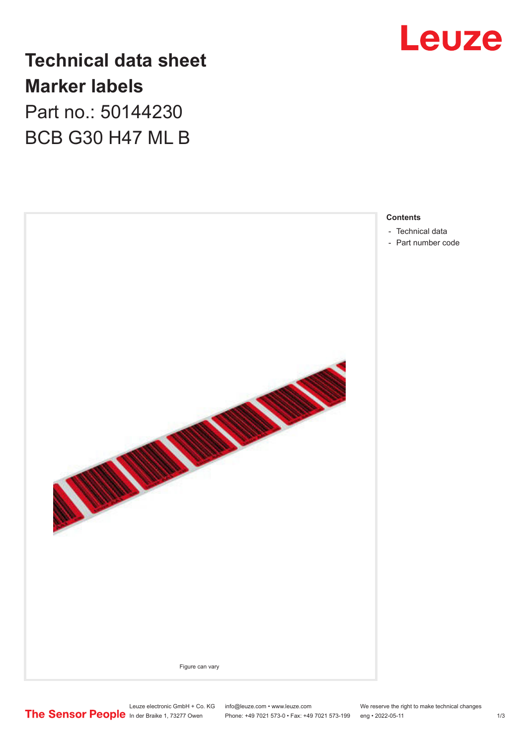# Technical data sheet
# Marker labels

Part no.: 50144230

BCB G30 H47 ML B

Figure can vary

**Contents**

- Technical data
- Part number code

Leuze electronic GmbH + Co. KG
In der Braike 1, 73277 Owen

info@leuze.com • www.leuze.com
Phone: +49 7021 573-0 • Fax: +49 7021 573-199

We reserve the right to make technical changes
eng • 2022-05-11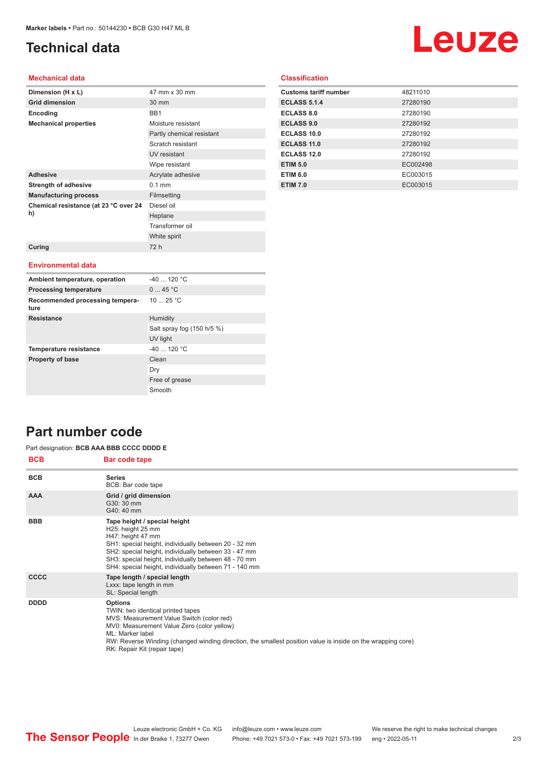# Technical data

## Mechanical data

| | |
|---|---|
| **Dimension (H x L)** | 47 mm x 30 mm |
| **Grid dimension** | 30 mm |
| **Encoding** | BB1 |
| **Mechanical properties** | Moisture resistant |
| | Partly chemical resistant |
| | Scratch resistant |
| | UV resistant |
| | Wipe resistant |
| **Adhesive** | Acrylate adhesive |
| **Strength of adhesive** | 0.1 mm |
| **Manufacturing process** | Filmsetting |
| **Chemical resistance (at 23 °C over 24 h)** | Diesel oil |
| | Heptane |
| | Transformer oil |
| | White spirit |
| **Curing** | 72 h |

## Environmental data

| | |
|---|---|
| **Ambient temperature, operation** | -40 ... 120 °C |
| **Processing temperature** | 0 ... 45 °C |
| **Recommended processing temperature** | 10 ... 25 °C |
| **Resistance** | Humidity |
| | Salt spray fog (150 h/5 %) |
| | UV light |
| **Temperature resistance** | -40 ... 120 °C |
| **Property of base** | Clean |
| | Dry |
| | Free of grease |
| | Smooth |

## Classification

| | |
|---|---|
| **Customs tariff number** | 48211010 |
| **ECLASS 5.1.4** | 27280190 |
| **ECLASS 8.0** | 27280190 |
| **ECLASS 9.0** | 27280192 |
| **ECLASS 10.0** | 27280192 |
| **ECLASS 11.0** | 27280192 |
| **ECLASS 12.0** | 27280192 |
| **ETIM 5.0** | EC002498 |
| **ETIM 6.0** | EC003015 |
| **ETIM 7.0** | EC003015 |

# Part number code

Part designation: **BCB AAA BBB CCCC DDDD E**

| BCB | Bar code tape |
|---|---|
| **BCB** | **Series**<br>BCB: Bar code tape |
| **AAA** | **Grid / grid dimension**<br>G30: 30 mm<br>G40: 40 mm |
| **BBB** | **Tape height / special height**<br>H25: height 25 mm<br>H47: height 47 mm<br>SH1: special height, individually between 20 - 32 mm<br>SH2: special height, individually between 33 - 47 mm<br>SH3: special height, individually between 48 - 70 mm<br>SH4: special height, individually between 71 - 140 mm |
| **CCCC** | **Tape length / special length**<br>Lxxx: tape length in mm<br>SL: Special length |
| **DDDD** | **Options**<br>TWIN: two identical printed tapes<br>MVS: Measurement Value Switch (color red)<br>MV0: Measurement Value Zero (color yellow)<br>ML: Marker label<br>RW: Reverse Winding (changed winding direction, the smallest position value is inside on the wrapping core)<br>RK: Repair Kit (repair tape) |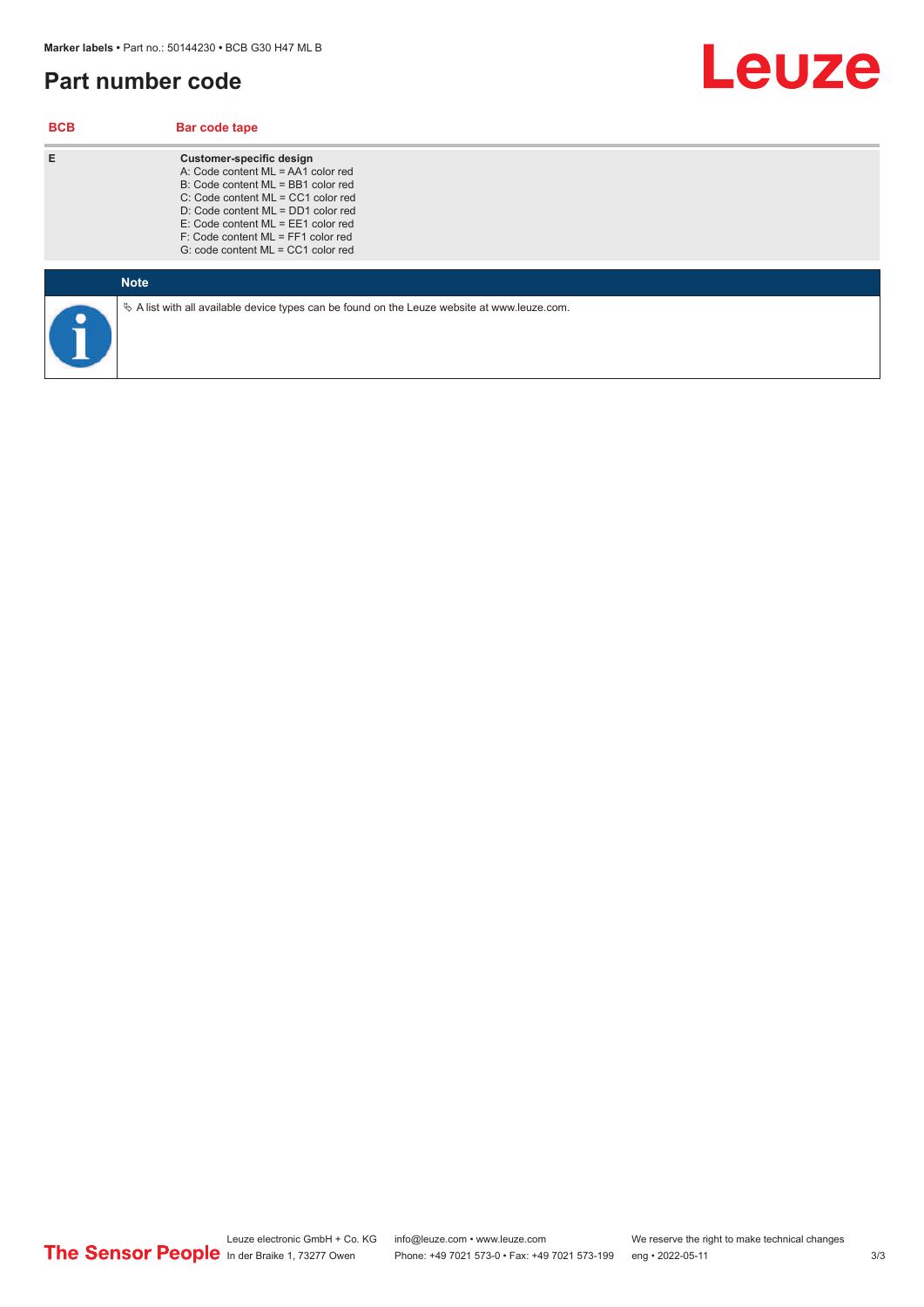# Part number code

| BCB | Bar code tape |
|---|---|
| E | **Customer-specific design**<br>A: Code content ML = AA1 color red<br>B: Code content ML = BB1 color red<br>C: Code content ML = CC1 color red<br>D: Code content ML = DD1 color red<br>E: Code content ML = EE1 color red<br>F: Code content ML = FF1 color red<br>G: code content ML = CC1 color red |

**Note**

↳ A list with all available device types can be found on the Leuze website at www.leuze.com.